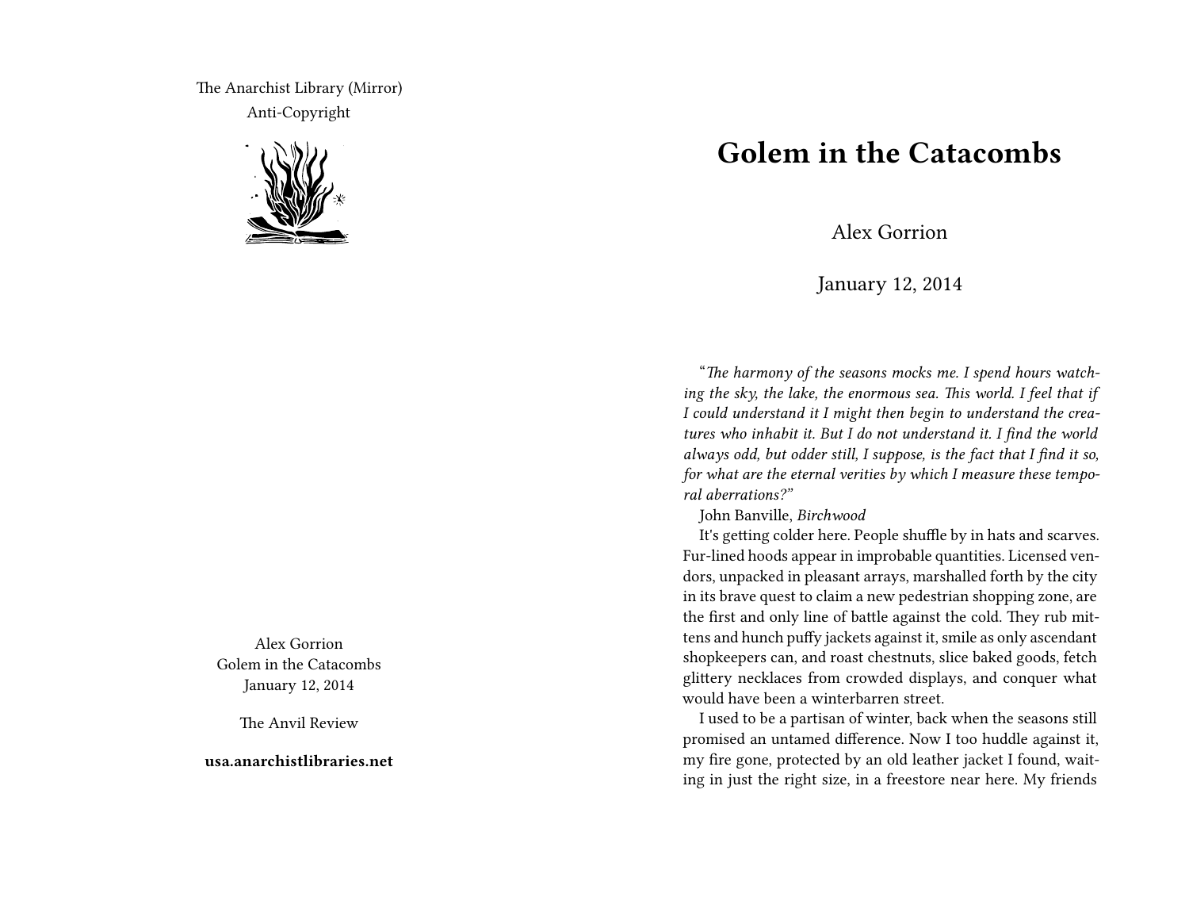The Anarchist Library (Mirror)
Anti-Copyright

Alex Gorrion
Golem in the Catacombs
January 12, 2014

The Anvil Review

**usa.anarchistlibraries.net**

# Golem in the Catacombs

Alex Gorrion

January 12, 2014

*"The harmony of the seasons mocks me. I spend hours watching the sky, the lake, the enormous sea. This world. I feel that if I could understand it I might then begin to understand the creatures who inhabit it. But I do not understand it. I find the world always odd, but odder still, I suppose, is the fact that I find it so, for what are the eternal verities by which I measure these temporal aberrations?"*

John Banville, *Birchwood*

It's getting colder here. People shuffle by in hats and scarves. Fur-lined hoods appear in improbable quantities. Licensed vendors, unpacked in pleasant arrays, marshalled forth by the city in its brave quest to claim a new pedestrian shopping zone, are the first and only line of battle against the cold. They rub mittens and hunch puffy jackets against it, smile as only ascendant shopkeepers can, and roast chestnuts, slice baked goods, fetch glittery necklaces from crowded displays, and conquer what would have been a winterbarren street.

I used to be a partisan of winter, back when the seasons still promised an untamed difference. Now I too huddle against it, my fire gone, protected by an old leather jacket I found, waiting in just the right size, in a freestore near here. My friends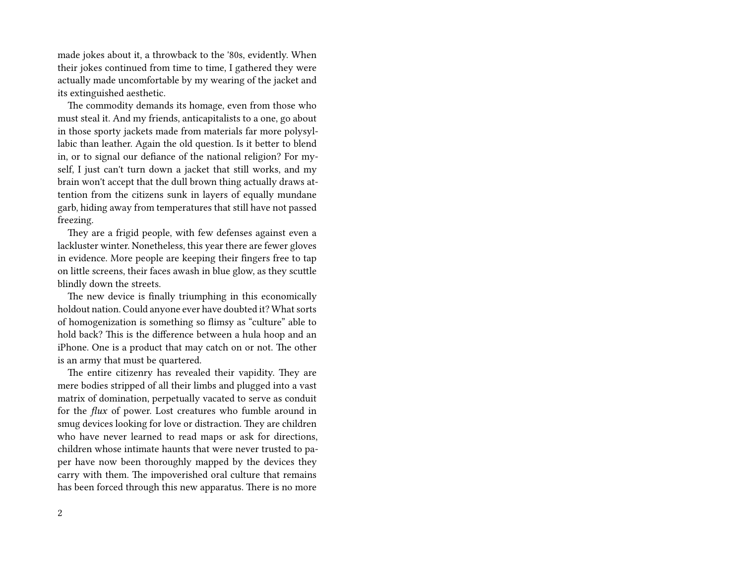made jokes about it, a throwback to the '80s, evidently. When their jokes continued from time to time, I gathered they were actually made uncomfortable by my wearing of the jacket and its extinguished aesthetic.

The commodity demands its homage, even from those who must steal it. And my friends, anticapitalists to a one, go about in those sporty jackets made from materials far more polysyllabic than leather. Again the old question. Is it better to blend in, or to signal our defiance of the national religion? For myself, I just can't turn down a jacket that still works, and my brain won't accept that the dull brown thing actually draws attention from the citizens sunk in layers of equally mundane garb, hiding away from temperatures that still have not passed freezing.

They are a frigid people, with few defenses against even a lackluster winter. Nonetheless, this year there are fewer gloves in evidence. More people are keeping their fingers free to tap on little screens, their faces awash in blue glow, as they scuttle blindly down the streets.

The new device is finally triumphing in this economically holdout nation. Could anyone ever have doubted it? What sorts of homogenization is something so flimsy as "culture" able to hold back? This is the difference between a hula hoop and an iPhone. One is a product that may catch on or not. The other is an army that must be quartered.

The entire citizenry has revealed their vapidity. They are mere bodies stripped of all their limbs and plugged into a vast matrix of domination, perpetually vacated to serve as conduit for the *flux* of power. Lost creatures who fumble around in smug devices looking for love or distraction. They are children who have never learned to read maps or ask for directions, children whose intimate haunts that were never trusted to paper have now been thoroughly mapped by the devices they carry with them. The impoverished oral culture that remains has been forced through this new apparatus. There is no more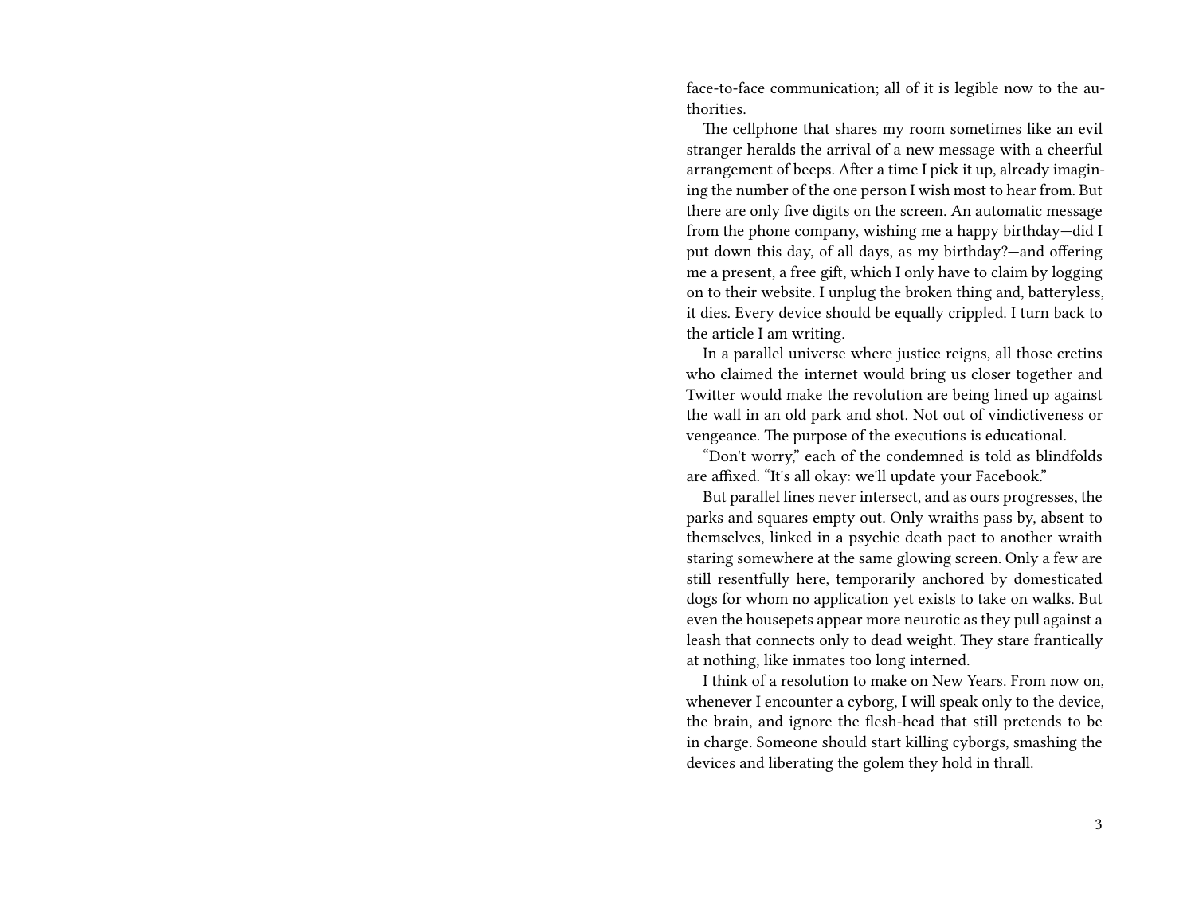face-to-face communication; all of it is legible now to the authorities.

The cellphone that shares my room sometimes like an evil stranger heralds the arrival of a new message with a cheerful arrangement of beeps. After a time I pick it up, already imagining the number of the one person I wish most to hear from. But there are only five digits on the screen. An automatic message from the phone company, wishing me a happy birthday—did I put down this day, of all days, as my birthday?—and offering me a present, a free gift, which I only have to claim by logging on to their website. I unplug the broken thing and, batteryless, it dies. Every device should be equally crippled. I turn back to the article I am writing.

In a parallel universe where justice reigns, all those cretins who claimed the internet would bring us closer together and Twitter would make the revolution are being lined up against the wall in an old park and shot. Not out of vindictiveness or vengeance. The purpose of the executions is educational.

"Don't worry," each of the condemned is told as blindfolds are affixed. "It's all okay: we'll update your Facebook."

But parallel lines never intersect, and as ours progresses, the parks and squares empty out. Only wraiths pass by, absent to themselves, linked in a psychic death pact to another wraith staring somewhere at the same glowing screen. Only a few are still resentfully here, temporarily anchored by domesticated dogs for whom no application yet exists to take on walks. But even the housepets appear more neurotic as they pull against a leash that connects only to dead weight. They stare frantically at nothing, like inmates too long interned.

I think of a resolution to make on New Years. From now on, whenever I encounter a cyborg, I will speak only to the device, the brain, and ignore the flesh-head that still pretends to be in charge. Someone should start killing cyborgs, smashing the devices and liberating the golem they hold in thrall.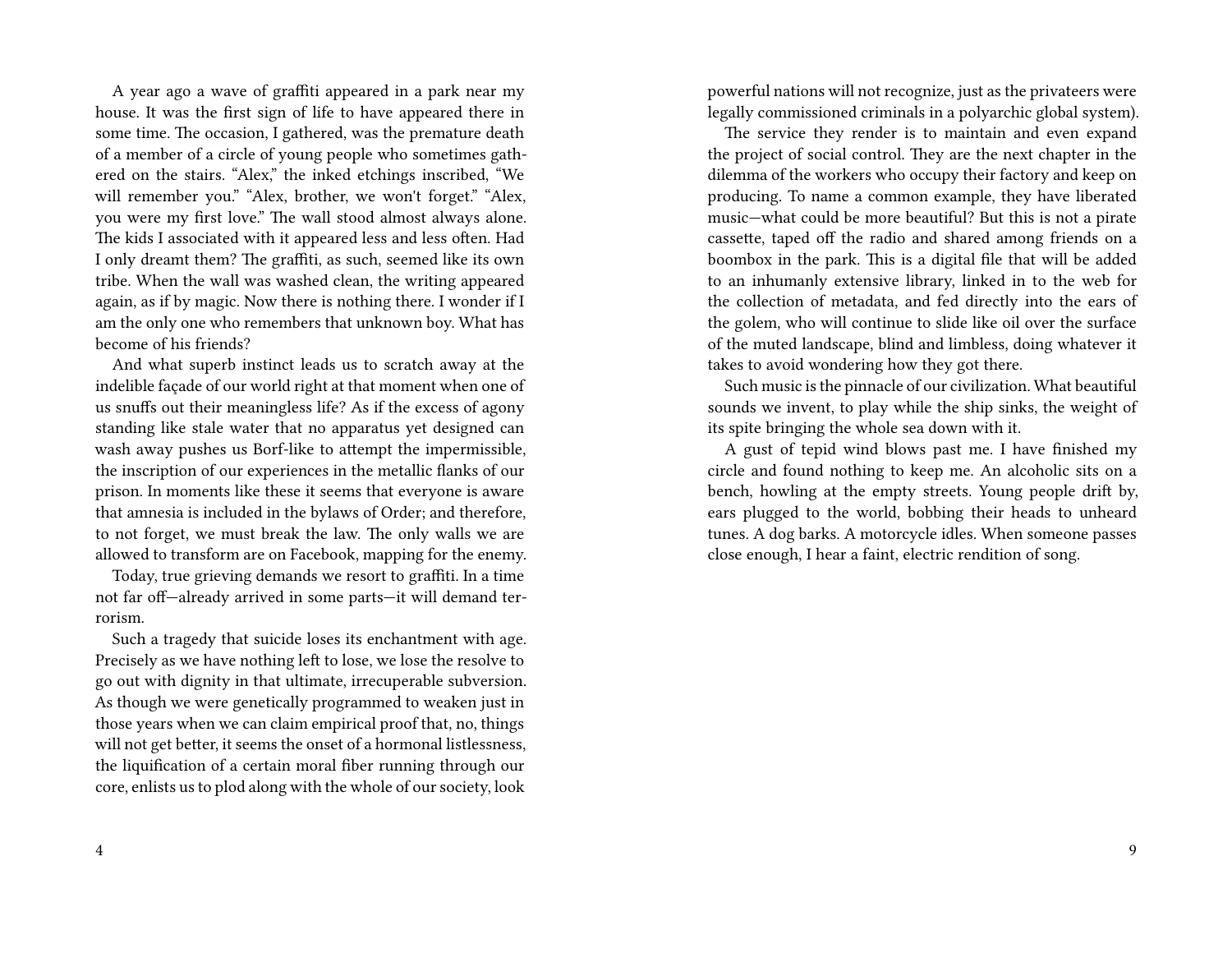A year ago a wave of graffiti appeared in a park near my house. It was the first sign of life to have appeared there in some time. The occasion, I gathered, was the premature death of a member of a circle of young people who sometimes gathered on the stairs. "Alex," the inked etchings inscribed, "We will remember you." "Alex, brother, we won't forget." "Alex, you were my first love." The wall stood almost always alone. The kids I associated with it appeared less and less often. Had I only dreamt them? The graffiti, as such, seemed like its own tribe. When the wall was washed clean, the writing appeared again, as if by magic. Now there is nothing there. I wonder if I am the only one who remembers that unknown boy. What has become of his friends?

And what superb instinct leads us to scratch away at the indelible façade of our world right at that moment when one of us snuffs out their meaningless life? As if the excess of agony standing like stale water that no apparatus yet designed can wash away pushes us Borf-like to attempt the impermissible, the inscription of our experiences in the metallic flanks of our prison. In moments like these it seems that everyone is aware that amnesia is included in the bylaws of Order; and therefore, to not forget, we must break the law. The only walls we are allowed to transform are on Facebook, mapping for the enemy.

Today, true grieving demands we resort to graffiti. In a time not far off—already arrived in some parts—it will demand terrorism.

Such a tragedy that suicide loses its enchantment with age. Precisely as we have nothing left to lose, we lose the resolve to go out with dignity in that ultimate, irrecuperable subversion. As though we were genetically programmed to weaken just in those years when we can claim empirical proof that, no, things will not get better, it seems the onset of a hormonal listlessness, the liquification of a certain moral fiber running through our core, enlists us to plod along with the whole of our society, look

powerful nations will not recognize, just as the privateers were legally commissioned criminals in a polyarchic global system).

The service they render is to maintain and even expand the project of social control. They are the next chapter in the dilemma of the workers who occupy their factory and keep on producing. To name a common example, they have liberated music—what could be more beautiful? But this is not a pirate cassette, taped off the radio and shared among friends on a boombox in the park. This is a digital file that will be added to an inhumanly extensive library, linked in to the web for the collection of metadata, and fed directly into the ears of the golem, who will continue to slide like oil over the surface of the muted landscape, blind and limbless, doing whatever it takes to avoid wondering how they got there.

Such music is the pinnacle of our civilization. What beautiful sounds we invent, to play while the ship sinks, the weight of its spite bringing the whole sea down with it.

A gust of tepid wind blows past me. I have finished my circle and found nothing to keep me. An alcoholic sits on a bench, howling at the empty streets. Young people drift by, ears plugged to the world, bobbing their heads to unheard tunes. A dog barks. A motorcycle idles. When someone passes close enough, I hear a faint, electric rendition of song.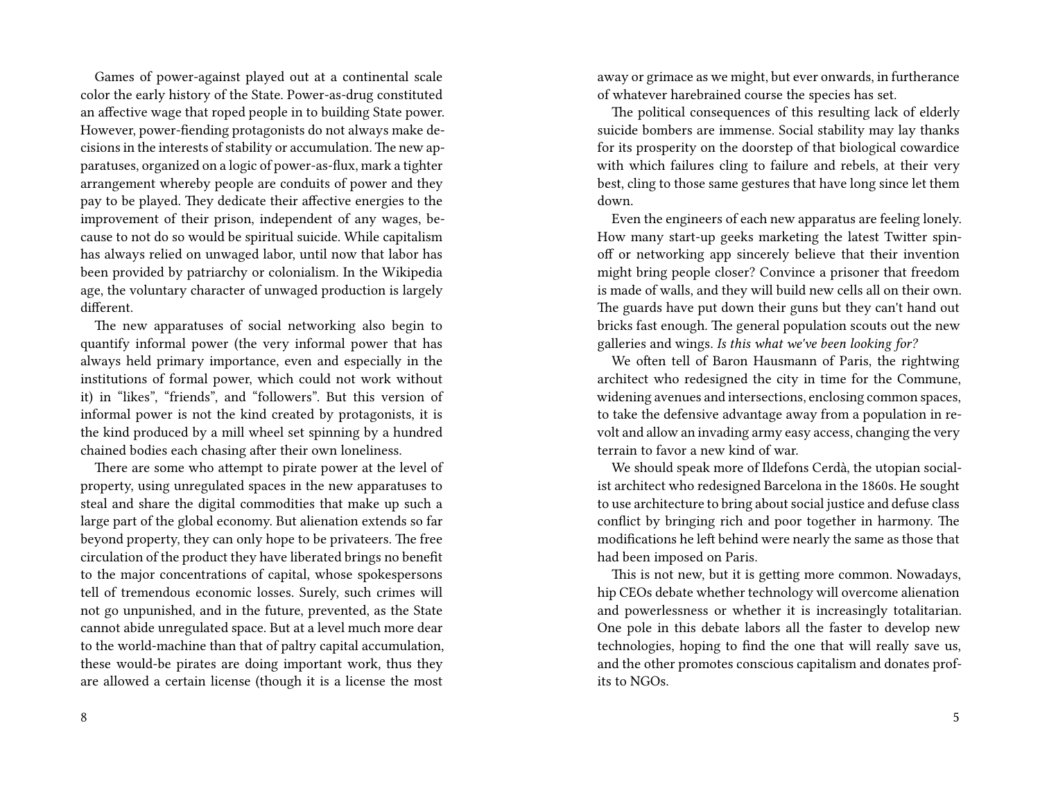Games of power-against played out at a continental scale color the early history of the State. Power-as-drug constituted an affective wage that roped people in to building State power. However, power-fiending protagonists do not always make decisions in the interests of stability or accumulation. The new apparatuses, organized on a logic of power-as-flux, mark a tighter arrangement whereby people are conduits of power and they pay to be played. They dedicate their affective energies to the improvement of their prison, independent of any wages, because to not do so would be spiritual suicide. While capitalism has always relied on unwaged labor, until now that labor has been provided by patriarchy or colonialism. In the Wikipedia age, the voluntary character of unwaged production is largely different.

The new apparatuses of social networking also begin to quantify informal power (the very informal power that has always held primary importance, even and especially in the institutions of formal power, which could not work without it) in "likes", "friends", and "followers". But this version of informal power is not the kind created by protagonists, it is the kind produced by a mill wheel set spinning by a hundred chained bodies each chasing after their own loneliness.

There are some who attempt to pirate power at the level of property, using unregulated spaces in the new apparatuses to steal and share the digital commodities that make up such a large part of the global economy. But alienation extends so far beyond property, they can only hope to be privateers. The free circulation of the product they have liberated brings no benefit to the major concentrations of capital, whose spokespersons tell of tremendous economic losses. Surely, such crimes will not go unpunished, and in the future, prevented, as the State cannot abide unregulated space. But at a level much more dear to the world-machine than that of paltry capital accumulation, these would-be pirates are doing important work, thus they are allowed a certain license (though it is a license the most

away or grimace as we might, but ever onwards, in furtherance of whatever harebrained course the species has set.

The political consequences of this resulting lack of elderly suicide bombers are immense. Social stability may lay thanks for its prosperity on the doorstep of that biological cowardice with which failures cling to failure and rebels, at their very best, cling to those same gestures that have long since let them down.

Even the engineers of each new apparatus are feeling lonely. How many start-up geeks marketing the latest Twitter spin-off or networking app sincerely believe that their invention might bring people closer? Convince a prisoner that freedom is made of walls, and they will build new cells all on their own. The guards have put down their guns but they can't hand out bricks fast enough. The general population scouts out the new galleries and wings. *Is this what we've been looking for?*

We often tell of Baron Hausmann of Paris, the rightwing architect who redesigned the city in time for the Commune, widening avenues and intersections, enclosing common spaces, to take the defensive advantage away from a population in revolt and allow an invading army easy access, changing the very terrain to favor a new kind of war.

We should speak more of Ildefons Cerdà, the utopian socialist architect who redesigned Barcelona in the 1860s. He sought to use architecture to bring about social justice and defuse class conflict by bringing rich and poor together in harmony. The modifications he left behind were nearly the same as those that had been imposed on Paris.

This is not new, but it is getting more common. Nowadays, hip CEOs debate whether technology will overcome alienation and powerlessness or whether it is increasingly totalitarian. One pole in this debate labors all the faster to develop new technologies, hoping to find the one that will really save us, and the other promotes conscious capitalism and donates profits to NGOs.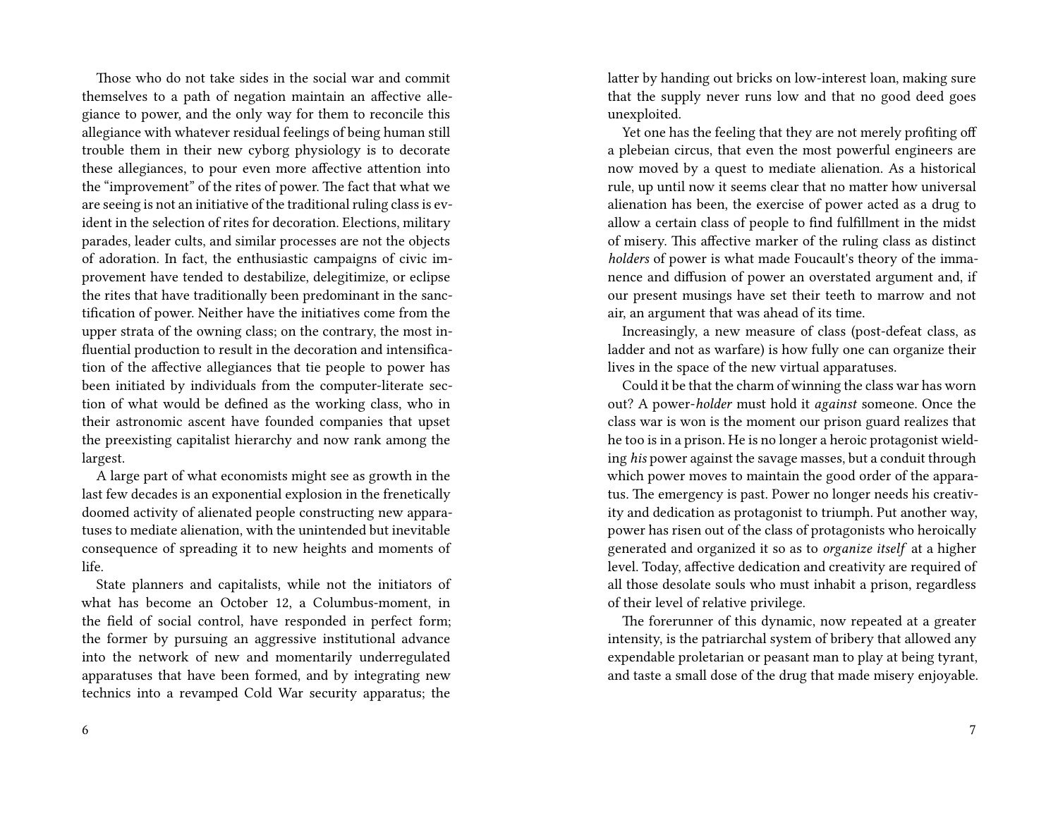Those who do not take sides in the social war and commit themselves to a path of negation maintain an affective allegiance to power, and the only way for them to reconcile this allegiance with whatever residual feelings of being human still trouble them in their new cyborg physiology is to decorate these allegiances, to pour even more affective attention into the "improvement" of the rites of power. The fact that what we are seeing is not an initiative of the traditional ruling class is evident in the selection of rites for decoration. Elections, military parades, leader cults, and similar processes are not the objects of adoration. In fact, the enthusiastic campaigns of civic improvement have tended to destabilize, delegitimize, or eclipse the rites that have traditionally been predominant in the sanctification of power. Neither have the initiatives come from the upper strata of the owning class; on the contrary, the most influential production to result in the decoration and intensification of the affective allegiances that tie people to power has been initiated by individuals from the computer-literate section of what would be defined as the working class, who in their astronomic ascent have founded companies that upset the preexisting capitalist hierarchy and now rank among the largest.

A large part of what economists might see as growth in the last few decades is an exponential explosion in the frenetically doomed activity of alienated people constructing new apparatuses to mediate alienation, with the unintended but inevitable consequence of spreading it to new heights and moments of life.

State planners and capitalists, while not the initiators of what has become an October 12, a Columbus-moment, in the field of social control, have responded in perfect form; the former by pursuing an aggressive institutional advance into the network of new and momentarily underregulated apparatuses that have been formed, and by integrating new technics into a revamped Cold War security apparatus; the latter by handing out bricks on low-interest loan, making sure that the supply never runs low and that no good deed goes unexploited.

Yet one has the feeling that they are not merely profiting off a plebeian circus, that even the most powerful engineers are now moved by a quest to mediate alienation. As a historical rule, up until now it seems clear that no matter how universal alienation has been, the exercise of power acted as a drug to allow a certain class of people to find fulfillment in the midst of misery. This affective marker of the ruling class as distinct *holders* of power is what made Foucault's theory of the immanence and diffusion of power an overstated argument and, if our present musings have set their teeth to marrow and not air, an argument that was ahead of its time.

Increasingly, a new measure of class (post-defeat class, as ladder and not as warfare) is how fully one can organize their lives in the space of the new virtual apparatuses.

Could it be that the charm of winning the class war has worn out? A power-*holder* must hold it *against* someone. Once the class war is won is the moment our prison guard realizes that he too is in a prison. He is no longer a heroic protagonist wielding *his* power against the savage masses, but a conduit through which power moves to maintain the good order of the apparatus. The emergency is past. Power no longer needs his creativity and dedication as protagonist to triumph. Put another way, power has risen out of the class of protagonists who heroically generated and organized it so as to *organize itself* at a higher level. Today, affective dedication and creativity are required of all those desolate souls who must inhabit a prison, regardless of their level of relative privilege.

The forerunner of this dynamic, now repeated at a greater intensity, is the patriarchal system of bribery that allowed any expendable proletarian or peasant man to play at being tyrant, and taste a small dose of the drug that made misery enjoyable.